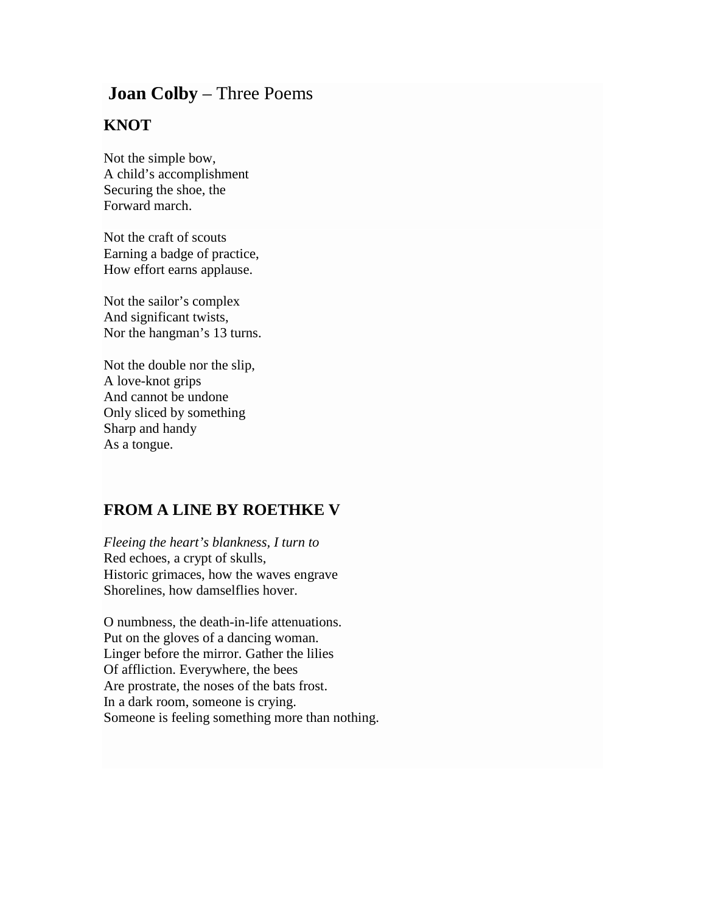# **Joan Colby** – Three Poems

## KNOT

Not the simple bow,  
A child's accomplishment  
Securing the shoe, the  
Forward march.

Not the craft of scouts  
Earning a badge of practice,  
How effort earns applause.

Not the sailor's complex  
And significant twists,  
Nor the hangman's 13 turns.

Not the double nor the slip,  
A love-knot grips  
And cannot be undone  
Only sliced by something  
Sharp and handy  
As a tongue.

## FROM A LINE BY ROETHKE V

*Fleeing the heart's blankness, I turn to*  
Red echoes, a crypt of skulls,  
Historic grimaces, how the waves engrave  
Shorelines, how damselflies hover.

O numbness, the death-in-life attenuations.  
Put on the gloves of a dancing woman.  
Linger before the mirror. Gather the lilies  
Of affliction. Everywhere, the bees  
Are prostrate, the noses of the bats frost.  
In a dark room, someone is crying.  
Someone is feeling something more than nothing.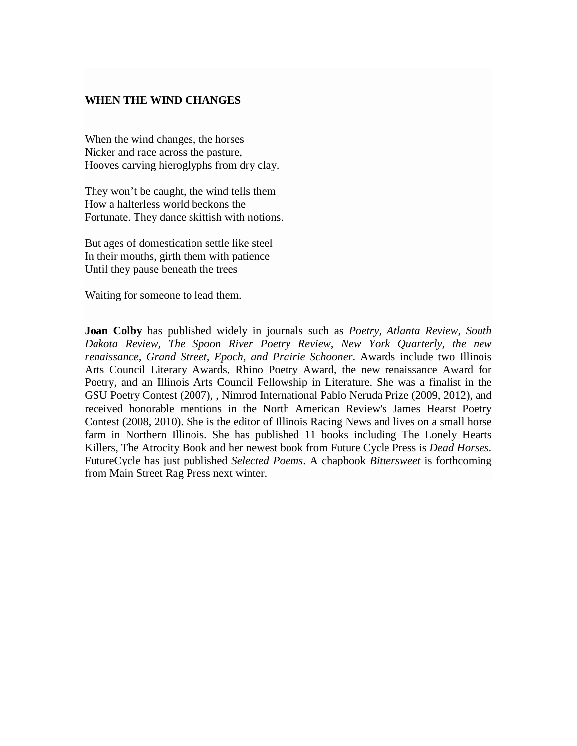**WHEN THE WIND CHANGES**

When the wind changes, the horses  
Nicker and race across the pasture,  
Hooves carving hieroglyphs from dry clay.

They won't be caught, the wind tells them  
How a halterless world beckons the  
Fortunate. They dance skittish with notions.

But ages of domestication settle like steel  
In their mouths, girth them with patience  
Until they pause beneath the trees

Waiting for someone to lead them.

**Joan Colby** has published widely in journals such as *Poetry, Atlanta Review, South Dakota Review, The Spoon River Poetry Review, New York Quarterly, the new renaissance, Grand Street, Epoch, and Prairie Schooner*. Awards include two Illinois Arts Council Literary Awards, Rhino Poetry Award, the new renaissance Award for Poetry, and an Illinois Arts Council Fellowship in Literature. She was a finalist in the GSU Poetry Contest (2007), , Nimrod International Pablo Neruda Prize (2009, 2012), and received honorable mentions in the North American Review's James Hearst Poetry Contest (2008, 2010). She is the editor of Illinois Racing News and lives on a small horse farm in Northern Illinois. She has published 11 books including The Lonely Hearts Killers, The Atrocity Book and her newest book from Future Cycle Press is *Dead Horses.* FutureCycle has just published *Selected Poems*. A chapbook *Bittersweet* is forthcoming from Main Street Rag Press next winter.